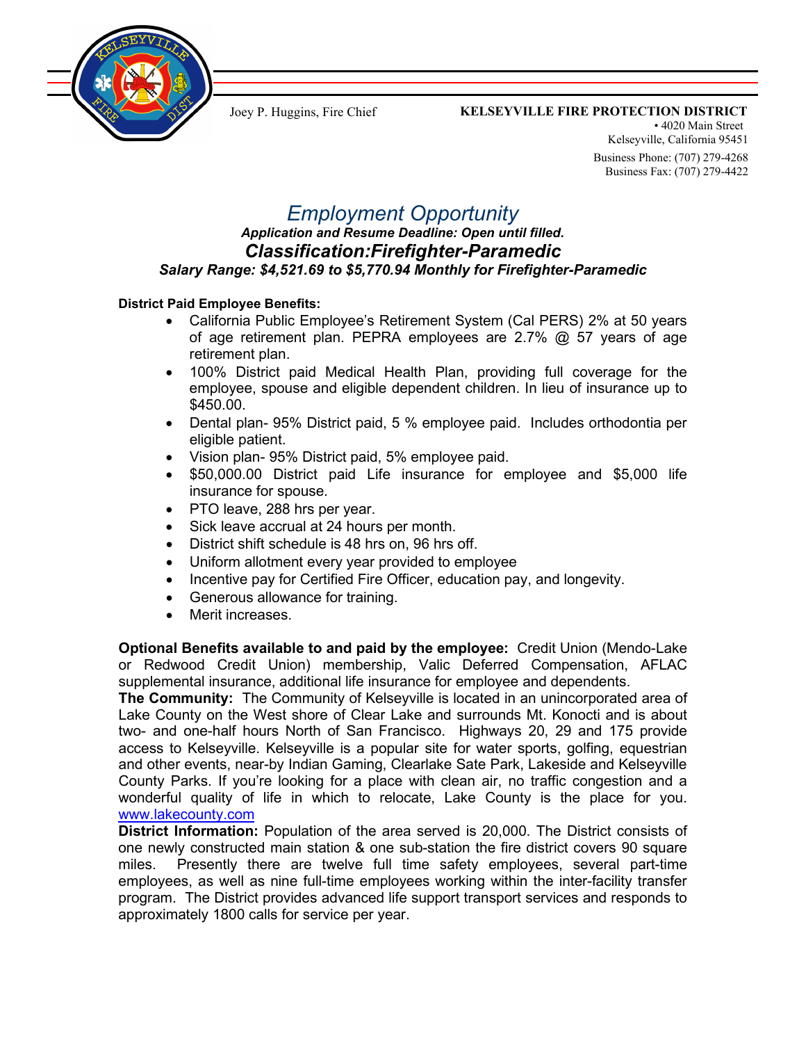Joey P. Huggins, Fire Chief

**KELSEYVILLE FIRE PROTECTION DISTRICT**
• 4020 Main Street
Kelseyville, California 95451
Business Phone: (707) 279-4268
Business Fax: (707) 279-4422

# *Employment Opportunity*

***Application and Resume Deadline: Open until filled.***

## ***Classification:Firefighter-Paramedic***

***Salary Range: $4,521.69 to $5,770.94 Monthly for Firefighter-Paramedic***

**District Paid Employee Benefits:**

- California Public Employee's Retirement System (Cal PERS) 2% at 50 years of age retirement plan. PEPRA employees are 2.7% @ 57 years of age retirement plan.
- 100% District paid Medical Health Plan, providing full coverage for the employee, spouse and eligible dependent children. In lieu of insurance up to $450.00.
- Dental plan- 95% District paid, 5 % employee paid. Includes orthodontia per eligible patient.
- Vision plan- 95% District paid, 5% employee paid.
- $50,000.00 District paid Life insurance for employee and $5,000 life insurance for spouse.
- PTO leave, 288 hrs per year.
- Sick leave accrual at 24 hours per month.
- District shift schedule is 48 hrs on, 96 hrs off.
- Uniform allotment every year provided to employee
- Incentive pay for Certified Fire Officer, education pay, and longevity.
- Generous allowance for training.
- Merit increases.

**Optional Benefits available to and paid by the employee:** Credit Union (Mendo-Lake or Redwood Credit Union) membership, Valic Deferred Compensation, AFLAC supplemental insurance, additional life insurance for employee and dependents.

**The Community:** The Community of Kelseyville is located in an unincorporated area of Lake County on the West shore of Clear Lake and surrounds Mt. Konocti and is about two- and one-half hours North of San Francisco. Highways 20, 29 and 175 provide access to Kelseyville. Kelseyville is a popular site for water sports, golfing, equestrian and other events, near-by Indian Gaming, Clearlake Sate Park, Lakeside and Kelseyville County Parks. If you're looking for a place with clean air, no traffic congestion and a wonderful quality of life in which to relocate, Lake County is the place for you. www.lakecounty.com

**District Information:** Population of the area served is 20,000. The District consists of one newly constructed main station & one sub-station the fire district covers 90 square miles. Presently there are twelve full time safety employees, several part-time employees, as well as nine full-time employees working within the inter-facility transfer program. The District provides advanced life support transport services and responds to approximately 1800 calls for service per year.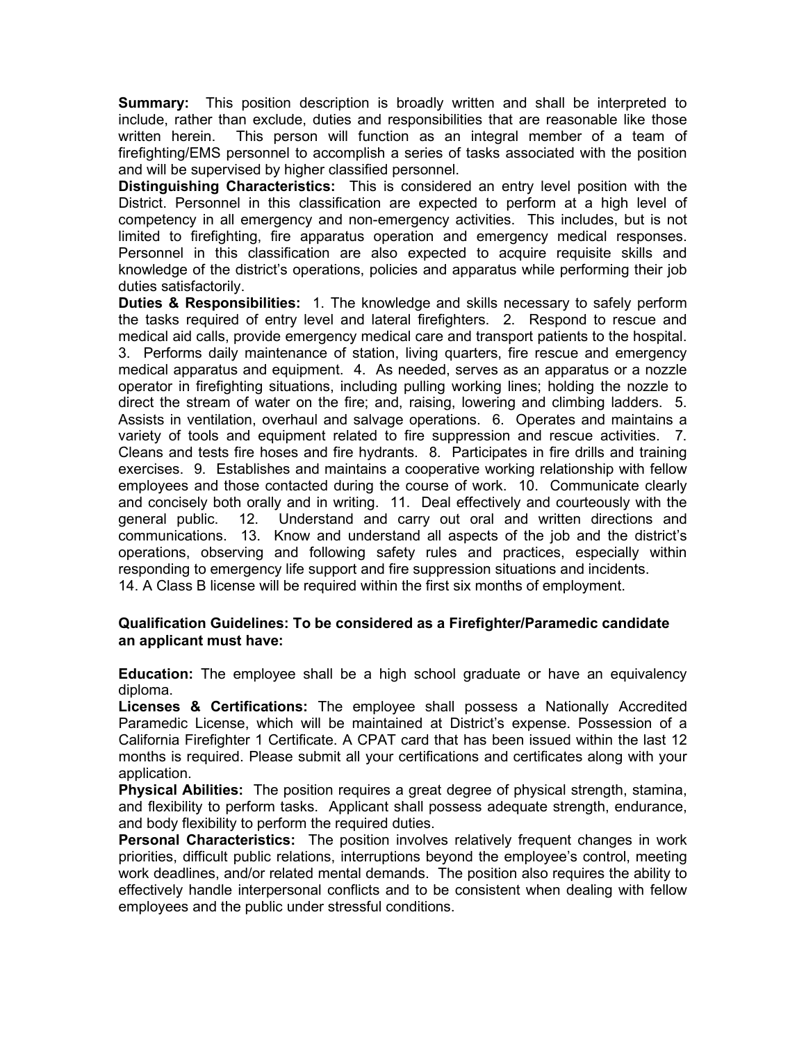**Summary:** This position description is broadly written and shall be interpreted to include, rather than exclude, duties and responsibilities that are reasonable like those written herein. This person will function as an integral member of a team of firefighting/EMS personnel to accomplish a series of tasks associated with the position and will be supervised by higher classified personnel.

**Distinguishing Characteristics:** This is considered an entry level position with the District. Personnel in this classification are expected to perform at a high level of competency in all emergency and non-emergency activities. This includes, but is not limited to firefighting, fire apparatus operation and emergency medical responses. Personnel in this classification are also expected to acquire requisite skills and knowledge of the district's operations, policies and apparatus while performing their job duties satisfactorily.

**Duties & Responsibilities:** 1. The knowledge and skills necessary to safely perform the tasks required of entry level and lateral firefighters. 2. Respond to rescue and medical aid calls, provide emergency medical care and transport patients to the hospital. 3. Performs daily maintenance of station, living quarters, fire rescue and emergency medical apparatus and equipment. 4. As needed, serves as an apparatus or a nozzle operator in firefighting situations, including pulling working lines; holding the nozzle to direct the stream of water on the fire; and, raising, lowering and climbing ladders. 5. Assists in ventilation, overhaul and salvage operations. 6. Operates and maintains a variety of tools and equipment related to fire suppression and rescue activities. 7. Cleans and tests fire hoses and fire hydrants. 8. Participates in fire drills and training exercises. 9. Establishes and maintains a cooperative working relationship with fellow employees and those contacted during the course of work. 10. Communicate clearly and concisely both orally and in writing. 11. Deal effectively and courteously with the general public. 12. Understand and carry out oral and written directions and communications. 13. Know and understand all aspects of the job and the district's operations, observing and following safety rules and practices, especially within responding to emergency life support and fire suppression situations and incidents.
14. A Class B license will be required within the first six months of employment.

**Qualification Guidelines: To be considered as a Firefighter/Paramedic candidate an applicant must have:**

**Education:** The employee shall be a high school graduate or have an equivalency diploma.

**Licenses & Certifications:** The employee shall possess a Nationally Accredited Paramedic License, which will be maintained at District's expense. Possession of a California Firefighter 1 Certificate. A CPAT card that has been issued within the last 12 months is required. Please submit all your certifications and certificates along with your application.

**Physical Abilities:** The position requires a great degree of physical strength, stamina, and flexibility to perform tasks. Applicant shall possess adequate strength, endurance, and body flexibility to perform the required duties.

**Personal Characteristics:** The position involves relatively frequent changes in work priorities, difficult public relations, interruptions beyond the employee's control, meeting work deadlines, and/or related mental demands. The position also requires the ability to effectively handle interpersonal conflicts and to be consistent when dealing with fellow employees and the public under stressful conditions.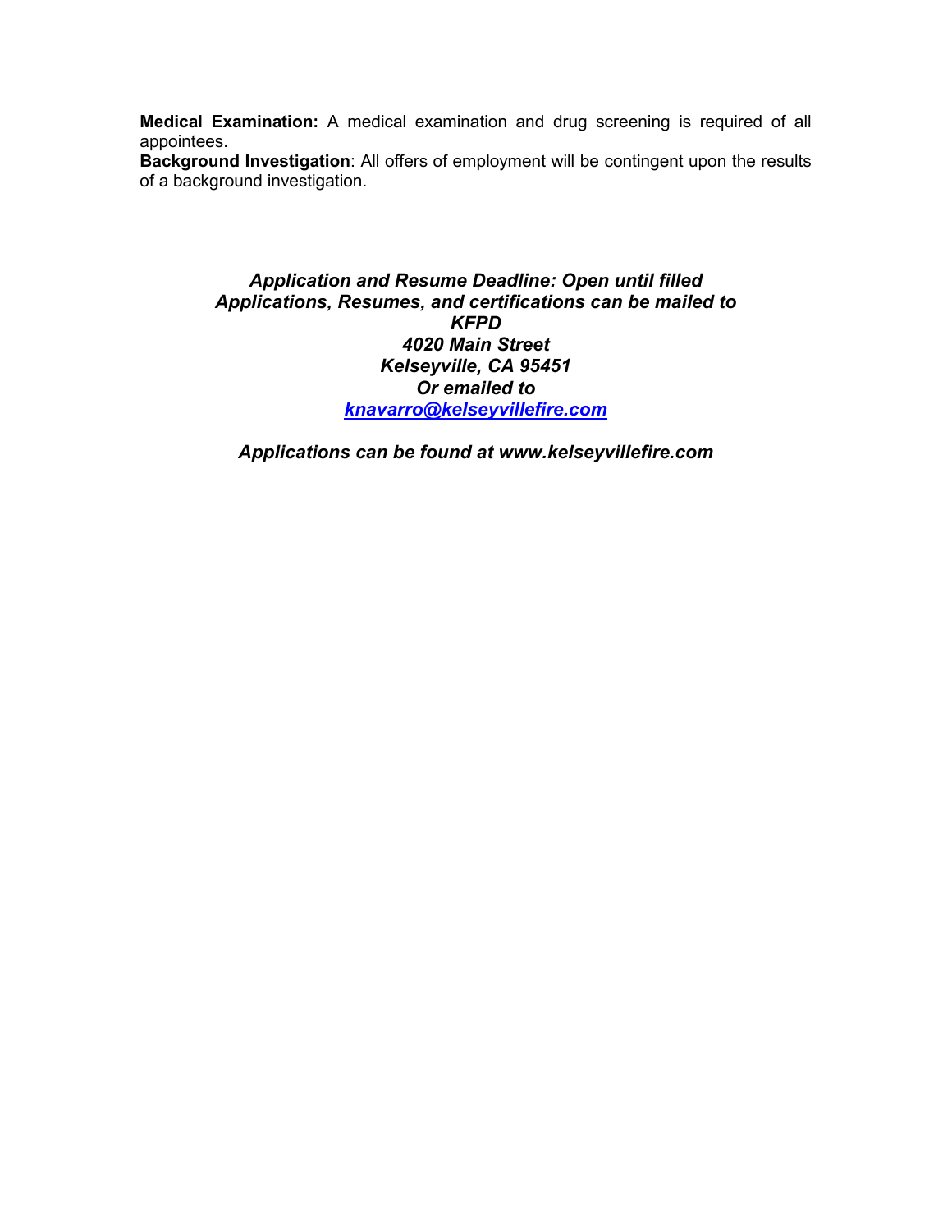**Medical Examination:** A medical examination and drug screening is required of all appointees.

**Background Investigation**: All offers of employment will be contingent upon the results of a background investigation.

***Application and Resume Deadline: Open until filled***
***Applications, Resumes, and certifications can be mailed to***
***KFPD***
***4020 Main Street***
***Kelseyville, CA 95451***
***Or emailed to***
***knavarro@kelseyvillefire.com***

***Applications can be found at www.kelseyvillefire.com***